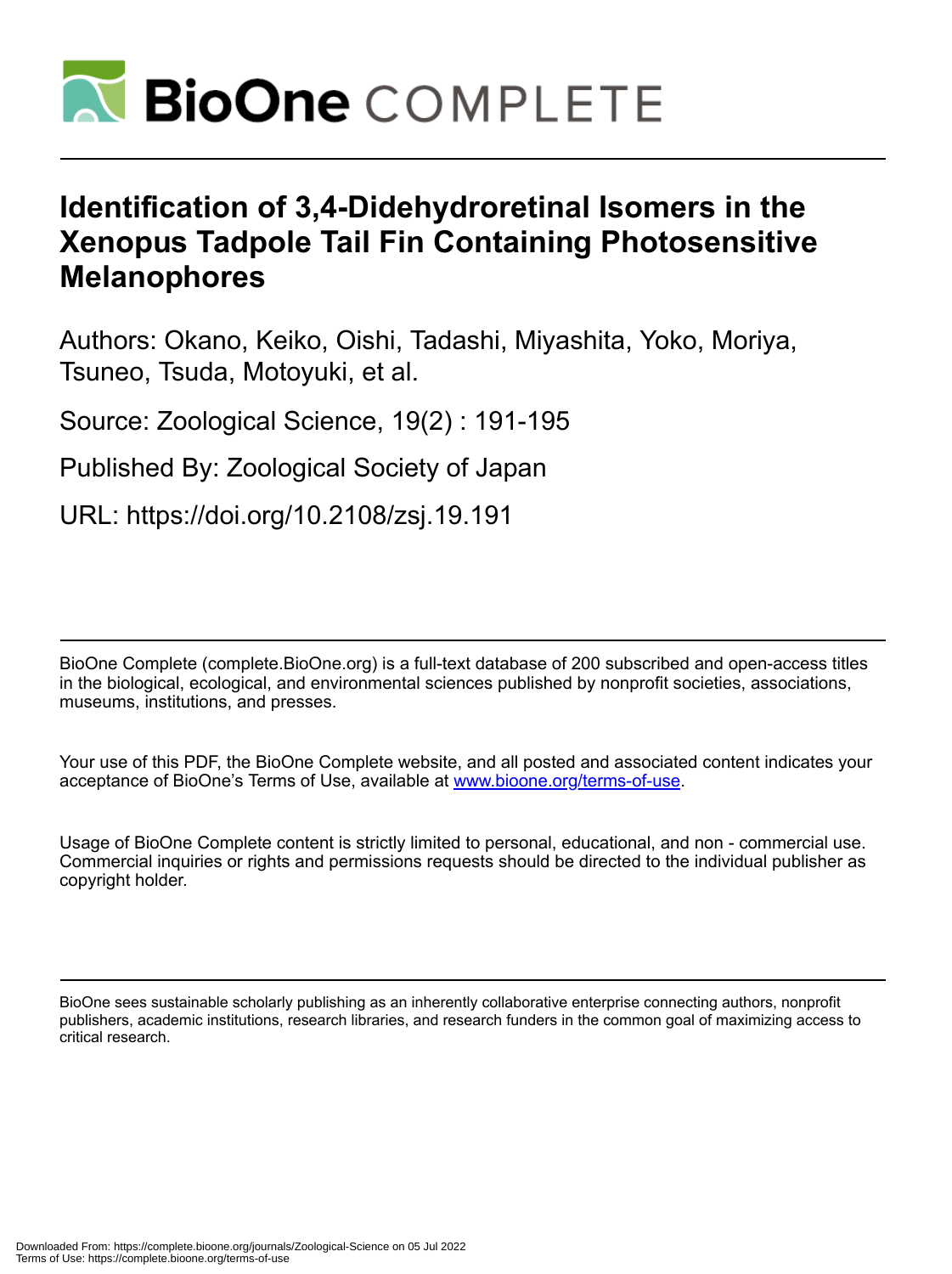# Identification of 3,4-Didehydroretinal Isomers in the Xenopus Tadpole Tail Fin Containing Photosensitive Melanophores

Authors: Okano, Keiko, Oishi, Tadashi, Miyashita, Yoko, Moriya, Tsuneo, Tsuda, Motoyuki, et al.

Source: Zoological Science, 19(2) : 191-195

Published By: Zoological Society of Japan

URL: https://doi.org/10.2108/zsj.19.191

BioOne Complete (complete.BioOne.org) is a full-text database of 200 subscribed and open-access titles in the biological, ecological, and environmental sciences published by nonprofit societies, associations, museums, institutions, and presses.

Your use of this PDF, the BioOne Complete website, and all posted and associated content indicates your acceptance of BioOne's Terms of Use, available at www.bioone.org/terms-of-use.

Usage of BioOne Complete content is strictly limited to personal, educational, and non - commercial use. Commercial inquiries or rights and permissions requests should be directed to the individual publisher as copyright holder.

BioOne sees sustainable scholarly publishing as an inherently collaborative enterprise connecting authors, nonprofit publishers, academic institutions, research libraries, and research funders in the common goal of maximizing access to critical research.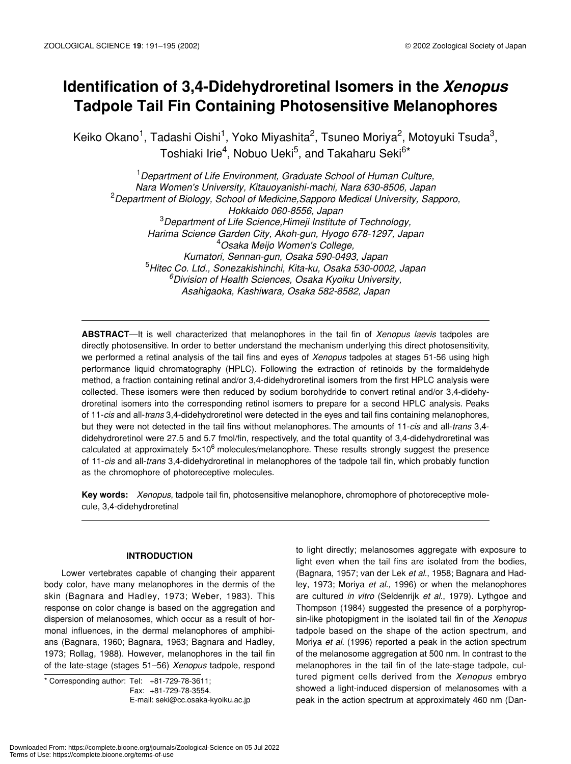# Identification of 3,4-Didehydroretinal Isomers in the *Xenopus* Tadpole Tail Fin Containing Photosensitive Melanophores

Keiko Okano[1], Tadashi Oishi[1], Yoko Miyashita[2], Tsuneo Moriya[2], Motoyuki Tsuda[3], Toshiaki Irie[4], Nobuo Ueki[5], and Takaharu Seki[6]*

[1]*Department of Life Environment, Graduate School of Human Culture, Nara Women's University, Kitauoyanishi-machi, Nara 630-8506, Japan*
[2]*Department of Biology, School of Medicine, Sapporo Medical University, Sapporo, Hokkaido 060-8556, Japan*
[3]*Department of Life Science, Himeji Institute of Technology, Harima Science Garden City, Akoh-gun, Hyogo 678-1297, Japan*
[4]*Osaka Meijo Women's College, Kumatori, Sennan-gun, Osaka 590-0493, Japan*
[5]*Hitec Co. Ltd., Sonezakishinchi, Kita-ku, Osaka 530-0002, Japan*
[6]*Division of Health Sciences, Osaka Kyoiku University, Asahigaoka, Kashiwara, Osaka 582-8582, Japan*

**ABSTRACT**—It is well characterized that melanophores in the tail fin of *Xenopus laevis* tadpoles are directly photosensitive. In order to better understand the mechanism underlying this direct photosensitivity, we performed a retinal analysis of the tail fins and eyes of *Xenopus* tadpoles at stages 51-56 using high performance liquid chromatography (HPLC). Following the extraction of retinoids by the formaldehyde method, a fraction containing retinal and/or 3,4-didehydroretinal isomers from the first HPLC analysis were collected. These isomers were then reduced by sodium borohydride to convert retinal and/or 3,4-didehydroretinal isomers into the corresponding retinol isomers to prepare for a second HPLC analysis. Peaks of 11-*cis* and all-*trans* 3,4-didehydroretinol were detected in the eyes and tail fins containing melanophores, but they were not detected in the tail fins without melanophores. The amounts of 11-*cis* and all-*trans* 3,4-didehydroretinol were 27.5 and 5.7 fmol/fin, respectively, and the total quantity of 3,4-didehydroretinal was calculated at approximately $5\times10^6$ molecules/melanophore. These results strongly suggest the presence of 11-*cis* and all-*trans* 3,4-didehydroretinal in melanophores of the tadpole tail fin, which probably function as the chromophore of photoreceptive molecules.

**Key words:** *Xenopus*, tadpole tail fin, photosensitive melanophore, chromophore of photoreceptive molecule, 3,4-didehydroretinal

## INTRODUCTION

Lower vertebrates capable of changing their apparent body color, have many melanophores in the dermis of the skin (Bagnara and Hadley, 1973; Weber, 1983). This response on color change is based on the aggregation and dispersion of melanosomes, which occur as a result of hormonal influences, in the dermal melanophores of amphibians (Bagnara, 1960; Bagnara, 1963; Bagnara and Hadley, 1973; Rollag, 1988). However, melanophores in the tail fin of the late-stage (stages 51–56) *Xenopus* tadpole, respond to light directly; melanosomes aggregate with exposure to light even when the tail fins are isolated from the bodies, (Bagnara, 1957; van der Lek *et al*., 1958; Bagnara and Hadley, 1973; Moriya *et al.,* 1996) or when the melanophores are cultured *in vitro* (Seldenrijk *et al*., 1979). Lythgoe and Thompson (1984) suggested the presence of a porphyropsin-like photopigment in the isolated tail fin of the *Xenopus* tadpole based on the shape of the action spectrum, and Moriya *et al.* (1996) reported a peak in the action spectrum of the melanosome aggregation at 500 nm. In contrast to the melanophores in the tail fin of the late-stage tadpole, cultured pigment cells derived from the *Xenopus* embryo showed a light-induced dispersion of melanosomes with a peak in the action spectrum at approximately 460 nm (Dan-

\* Corresponding author: Tel: +81-729-78-3611;
Fax: +81-729-78-3554.
E-mail: seki@cc.osaka-kyoiku.ac.jp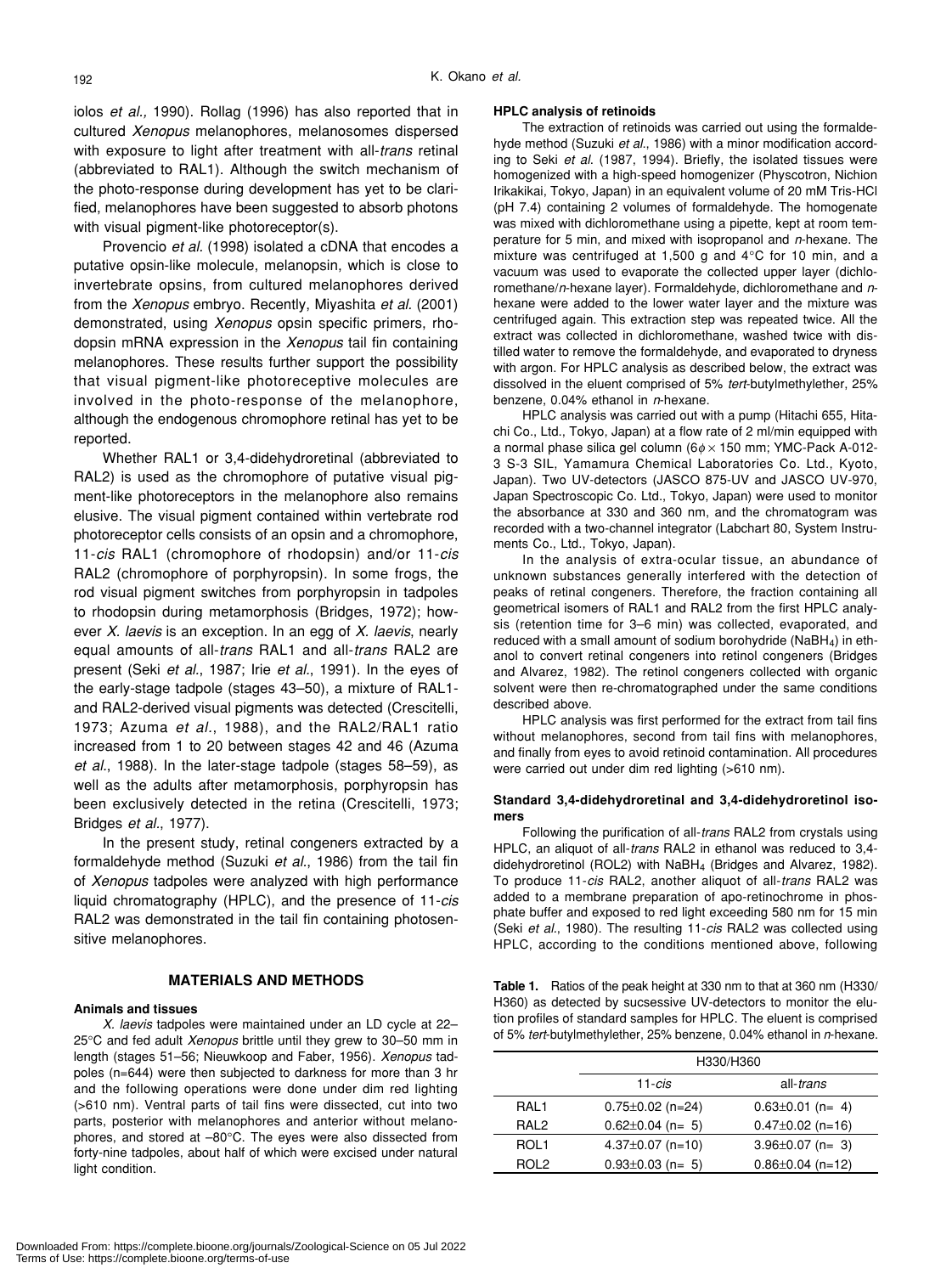iolos *et al.,* 1990). Rollag (1996) has also reported that in cultured *Xenopus* melanophores, melanosomes dispersed with exposure to light after treatment with all-*trans* retinal (abbreviated to RAL1). Although the switch mechanism of the photo-response during development has yet to be clarified, melanophores have been suggested to absorb photons with visual pigment-like photoreceptor(s).

Provencio *et al.* (1998) isolated a cDNA that encodes a putative opsin-like molecule, melanopsin, which is close to invertebrate opsins, from cultured melanophores derived from the *Xenopus* embryo. Recently, Miyashita *et al.* (2001) demonstrated, using *Xenopus* opsin specific primers, rhodopsin mRNA expression in the *Xenopus* tail fin containing melanophores. These results further support the possibility that visual pigment-like photoreceptive molecules are involved in the photo-response of the melanophore, although the endogenous chromophore retinal has yet to be reported.

Whether RAL1 or 3,4-didehydroretinal (abbreviated to RAL2) is used as the chromophore of putative visual pigment-like photoreceptors in the melanophore also remains elusive. The visual pigment contained within vertebrate rod photoreceptor cells consists of an opsin and a chromophore, 11-*cis* RAL1 (chromophore of rhodopsin) and/or 11-*cis* RAL2 (chromophore of porphyropsin). In some frogs, the rod visual pigment switches from porphyropsin in tadpoles to rhodopsin during metamorphosis (Bridges, 1972); however *X. laevis* is an exception. In an egg of *X. laevis*, nearly equal amounts of all-*trans* RAL1 and all-*trans* RAL2 are present (Seki *et al.*, 1987; Irie *et al.*, 1991). In the eyes of the early-stage tadpole (stages 43–50), a mixture of RAL1- and RAL2-derived visual pigments was detected (Crescitelli, 1973; Azuma *et al.*, 1988), and the RAL2/RAL1 ratio increased from 1 to 20 between stages 42 and 46 (Azuma *et al.*, 1988). In the later-stage tadpole (stages 58–59), as well as the adults after metamorphosis, porphyropsin has been exclusively detected in the retina (Crescitelli, 1973; Bridges *et al.*, 1977).

In the present study, retinal congeners extracted by a formaldehyde method (Suzuki *et al.*, 1986) from the tail fin of *Xenopus* tadpoles were analyzed with high performance liquid chromatography (HPLC), and the presence of 11-*cis* RAL2 was demonstrated in the tail fin containing photosensitive melanophores.

## MATERIALS AND METHODS

### Animals and tissues

*X. laevis* tadpoles were maintained under an LD cycle at 22–25°C and fed adult *Xenopus* brittle until they grew to 30–50 mm in length (stages 51–56; Nieuwkoop and Faber, 1956). *Xenopus* tadpoles (n=644) were then subjected to darkness for more than 3 hr and the following operations were done under dim red lighting (>610 nm). Ventral parts of tail fins were dissected, cut into two parts, posterior with melanophores and anterior without melanophores, and stored at –80°C. The eyes were also dissected from forty-nine tadpoles, about half of which were excised under natural light condition.

### HPLC analysis of retinoids

The extraction of retinoids was carried out using the formaldehyde method (Suzuki *et al.*, 1986) with a minor modification according to Seki *et al.* (1987, 1994). Briefly, the isolated tissues were homogenized with a high-speed homogenizer (Physcotron, Nichion Irikakikai, Tokyo, Japan) in an equivalent volume of 20 mM Tris-HCl (pH 7.4) containing 2 volumes of formaldehyde. The homogenate was mixed with dichloromethane using a pipette, kept at room temperature for 5 min, and mixed with isopropanol and *n*-hexane. The mixture was centrifuged at 1,500 g and 4°C for 10 min, and a vacuum was used to evaporate the collected upper layer (dichloromethane/*n*-hexane layer). Formaldehyde, dichloromethane and *n*-hexane were added to the lower water layer and the mixture was centrifuged again. This extraction step was repeated twice. All the extract was collected in dichloromethane, washed twice with distilled water to remove the formaldehyde, and evaporated to dryness with argon. For HPLC analysis as described below, the extract was dissolved in the eluent comprised of 5% *tert*-butylmethylether, 25% benzene, 0.04% ethanol in *n*-hexane.

HPLC analysis was carried out with a pump (Hitachi 655, Hitachi Co., Ltd., Tokyo, Japan) at a flow rate of 2 ml/min equipped with a normal phase silica gel column (6$\phi$ × 150 mm; YMC-Pack A-012-3 S-3 SIL, Yamamura Chemical Laboratories Co. Ltd., Kyoto, Japan). Two UV-detectors (JASCO 875-UV and JASCO UV-970, Japan Spectroscopic Co. Ltd., Tokyo, Japan) were used to monitor the absorbance at 330 and 360 nm, and the chromatogram was recorded with a two-channel integrator (Labchart 80, System Instruments Co., Ltd., Tokyo, Japan).

In the analysis of extra-ocular tissue, an abundance of unknown substances generally interfered with the detection of peaks of retinal congeners. Therefore, the fraction containing all geometrical isomers of RAL1 and RAL2 from the first HPLC analysis (retention time for 3–6 min) was collected, evaporated, and reduced with a small amount of sodium borohydride ($NaBH_4$) in ethanol to convert retinal congeners into retinol congeners (Bridges and Alvarez, 1982). The retinol congeners collected with organic solvent were then re-chromatographed under the same conditions described above.

HPLC analysis was first performed for the extract from tail fins without melanophores, second from tail fins with melanophores, and finally from eyes to avoid retinoid contamination. All procedures were carried out under dim red lighting (>610 nm).

### Standard 3,4-didehydroretinal and 3,4-didehydroretinol isomers

Following the purification of all-*trans* RAL2 from crystals using HPLC, an aliquot of all-*trans* RAL2 in ethanol was reduced to 3,4-didehydroretinol (ROL2) with $NaBH_4$ (Bridges and Alvarez, 1982). To produce 11-*cis* RAL2, another aliquot of all-*trans* RAL2 was added to a membrane preparation of apo-retinochrome in phosphate buffer and exposed to red light exceeding 580 nm for 15 min (Seki *et al.*, 1980). The resulting 11-*cis* RAL2 was collected using HPLC, according to the conditions mentioned above, following

**Table 1.** Ratios of the peak height at 330 nm to that at 360 nm (H330/H360) as detected by sucsessive UV-detectors to monitor the elution profiles of standard samples for HPLC. The eluent is comprised of 5% *tert*-butylmethylether, 25% benzene, 0.04% ethanol in *n*-hexane.

| | H330/H360 | |
|---|---|---|
| | 11-*cis* | all-*trans* |
| RAL1 | 0.75±0.02 (n=24) | 0.63±0.01 (n= 4) |
| RAL2 | 0.62±0.04 (n= 5) | 0.47±0.02 (n=16) |
| ROL1 | 4.37±0.07 (n=10) | 3.96±0.07 (n= 3) |
| ROL2 | 0.93±0.03 (n= 5) | 0.86±0.04 (n=12) |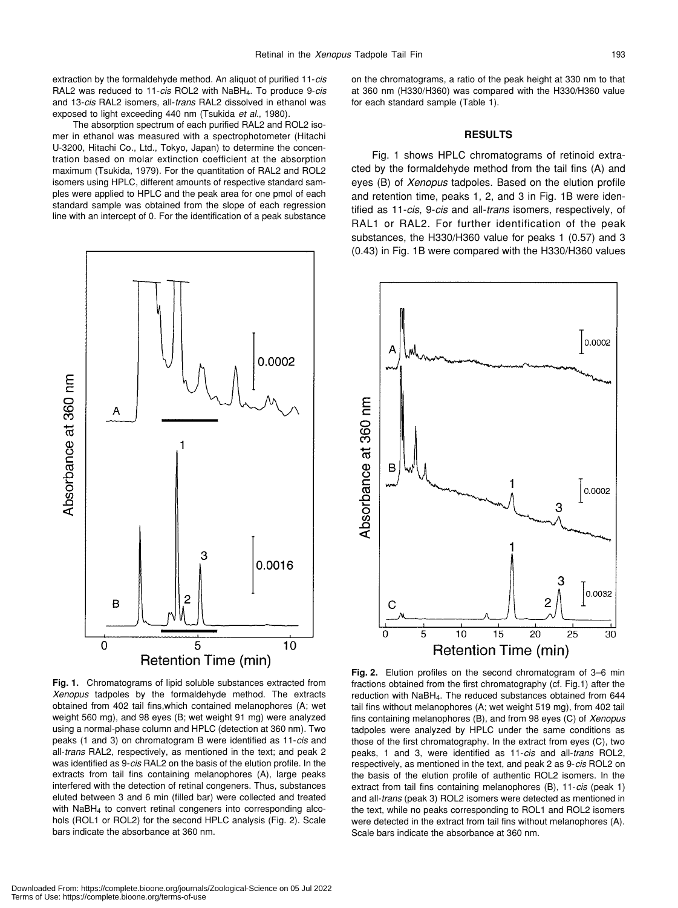extraction by the formaldehyde method. An aliquot of purified 11-*cis* RAL2 was reduced to 11-*cis* ROL2 with $NaBH_4$. To produce 9-*cis* and 13-*cis* RAL2 isomers, all-*trans* RAL2 dissolved in ethanol was exposed to light exceeding 440 nm (Tsukida *et al*., 1980).

The absorption spectrum of each purified RAL2 and ROL2 isomer in ethanol was measured with a spectrophotometer (Hitachi U-3200, Hitachi Co., Ltd., Tokyo, Japan) to determine the concentration based on molar extinction coefficient at the absorption maximum (Tsukida, 1979). For the quantitation of RAL2 and ROL2 isomers using HPLC, different amounts of respective standard samples were applied to HPLC and the peak area for one pmol of each standard sample was obtained from the slope of each regression line with an intercept of 0. For the identification of a peak substance on the chromatograms, a ratio of the peak height at 330 nm to that at 360 nm (H330/H360) was compared with the H330/H360 value for each standard sample (Table 1).

## RESULTS

Fig. 1 shows HPLC chromatograms of retinoid extracted by the formaldehyde method from the tail fins (A) and eyes (B) of *Xenopus* tadpoles. Based on the elution profile and retention time, peaks 1, 2, and 3 in Fig. 1B were identified as 11-*cis*, 9-*cis* and all-*trans* isomers, respectively, of RAL1 or RAL2. For further identification of the peak substances, the H330/H360 value for peaks 1 (0.57) and 3 (0.43) in Fig. 1B were compared with the H330/H360 values

**Fig. 1.** Chromatograms of lipid soluble substances extracted from *Xenopus* tadpoles by the formaldehyde method. The extracts obtained from 402 tail fins,which contained melanophores (A; wet weight 560 mg), and 98 eyes (B; wet weight 91 mg) were analyzed using a normal-phase column and HPLC (detection at 360 nm). Two peaks (1 and 3) on chromatogram B were identified as 11-*cis* and all-*trans* RAL2, respectively, as mentioned in the text; and peak 2 was identified as 9-*cis* RAL2 on the basis of the elution profile. In the extracts from tail fins containing melanophores (A), large peaks interfered with the detection of retinal congeners. Thus, substances eluted between 3 and 6 min (filled bar) were collected and treated with $NaBH_4$ to convert retinal congeners into corresponding alcohols (ROL1 or ROL2) for the second HPLC analysis (Fig. 2). Scale bars indicate the absorbance at 360 nm.

**Fig. 2.** Elution profiles on the second chromatogram of 3–6 min fractions obtained from the first chromatography (cf. Fig.1) after the reduction with $NaBH_4$. The reduced substances obtained from 644 tail fins without melanophores (A; wet weight 519 mg), from 402 tail fins containing melanophores (B), and from 98 eyes (C) of *Xenopus* tadpoles were analyzed by HPLC under the same conditions as those of the first chromatography. In the extract from eyes (C), two peaks, 1 and 3, were identified as 11-*cis* and all-*trans* ROL2, respectively, as mentioned in the text, and peak 2 as 9-*cis* ROL2 on the basis of the elution profile of authentic ROL2 isomers. In the extract from tail fins containing melanophores (B), 11-*cis* (peak 1) and all-*trans* (peak 3) ROL2 isomers were detected as mentioned in the text, while no peaks corresponding to ROL1 and ROL2 isomers were detected in the extract from tail fins without melanophores (A). Scale bars indicate the absorbance at 360 nm.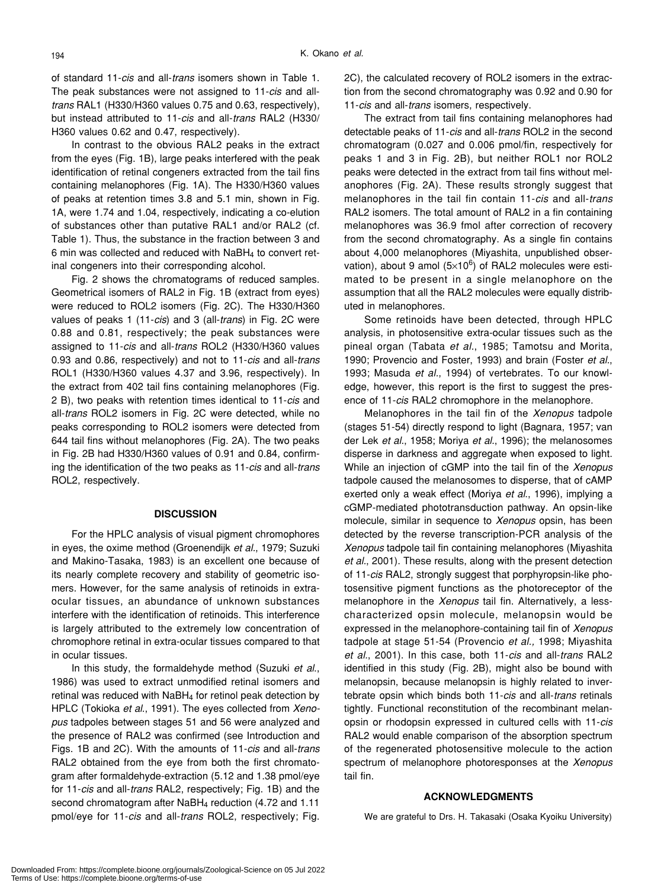of standard 11-*cis* and all-*trans* isomers shown in Table 1. The peak substances were not assigned to 11-*cis* and all-*trans* RAL1 (H330/H360 values 0.75 and 0.63, respectively), but instead attributed to 11-*cis* and all-*trans* RAL2 (H330/H360 values 0.62 and 0.47, respectively).

In contrast to the obvious RAL2 peaks in the extract from the eyes (Fig. 1B), large peaks interfered with the peak identification of retinal congeners extracted from the tail fins containing melanophores (Fig. 1A). The H330/H360 values of peaks at retention times 3.8 and 5.1 min, shown in Fig. 1A, were 1.74 and 1.04, respectively, indicating a co-elution of substances other than putative RAL1 and/or RAL2 (cf. Table 1). Thus, the substance in the fraction between 3 and 6 min was collected and reduced with $NaBH_4$ to convert retinal congeners into their corresponding alcohol.

Fig. 2 shows the chromatograms of reduced samples. Geometrical isomers of RAL2 in Fig. 1B (extract from eyes) were reduced to ROL2 isomers (Fig. 2C). The H330/H360 values of peaks 1 (11-*cis*) and 3 (all-*trans*) in Fig. 2C were 0.88 and 0.81, respectively; the peak substances were assigned to 11-*cis* and all-*trans* ROL2 (H330/H360 values 0.93 and 0.86, respectively) and not to 11-*cis* and all-*trans* ROL1 (H330/H360 values 4.37 and 3.96, respectively). In the extract from 402 tail fins containing melanophores (Fig. 2 B), two peaks with retention times identical to 11-*cis* and all-*trans* ROL2 isomers in Fig. 2C were detected, while no peaks corresponding to ROL2 isomers were detected from 644 tail fins without melanophores (Fig. 2A). The two peaks in Fig. 2B had H330/H360 values of 0.91 and 0.84, confirming the identification of the two peaks as 11-*cis* and all-*trans* ROL2, respectively.

## DISCUSSION

For the HPLC analysis of visual pigment chromophores in eyes, the oxime method (Groenendijk *et al*., 1979; Suzuki and Makino-Tasaka, 1983) is an excellent one because of its nearly complete recovery and stability of geometric isomers. However, for the same analysis of retinoids in extra-ocular tissues, an abundance of unknown substances interfere with the identification of retinoids. This interference is largely attributed to the extremely low concentration of chromophore retinal in extra-ocular tissues compared to that in ocular tissues.

In this study, the formaldehyde method (Suzuki *et al*., 1986) was used to extract unmodified retinal isomers and retinal was reduced with $NaBH_4$ for retinol peak detection by HPLC (Tokioka *et al*., 1991). The eyes collected from *Xenopus* tadpoles between stages 51 and 56 were analyzed and the presence of RAL2 was confirmed (see Introduction and Figs. 1B and 2C). With the amounts of 11-*cis* and all-*trans* RAL2 obtained from the eye from both the first chromatogram after formaldehyde-extraction (5.12 and 1.38 pmol/eye for 11-*cis* and all-*trans* RAL2, respectively; Fig. 1B) and the second chromatogram after $NaBH_4$ reduction (4.72 and 1.11 pmol/eye for 11-*cis* and all-*trans* ROL2, respectively; Fig. 2C), the calculated recovery of ROL2 isomers in the extraction from the second chromatography was 0.92 and 0.90 for 11-*cis* and all-*trans* isomers, respectively.

The extract from tail fins containing melanophores had detectable peaks of 11-*cis* and all-*trans* ROL2 in the second chromatogram (0.027 and 0.006 pmol/fin, respectively for peaks 1 and 3 in Fig. 2B), but neither ROL1 nor ROL2 peaks were detected in the extract from tail fins without melanophores (Fig. 2A). These results strongly suggest that melanophores in the tail fin contain 11-*cis* and all-*trans* RAL2 isomers. The total amount of RAL2 in a fin containing melanophores was 36.9 fmol after correction of recovery from the second chromatography. As a single fin contains about 4,000 melanophores (Miyashita, unpublished observation), about 9 amol ($5\times10^6$) of RAL2 molecules were estimated to be present in a single melanophore on the assumption that all the RAL2 molecules were equally distributed in melanophores.

Some retinoids have been detected, through HPLC analysis, in photosensitive extra-ocular tissues such as the pineal organ (Tabata *et al*., 1985; Tamotsu and Morita, 1990; Provencio and Foster, 1993) and brain (Foster *et al*., 1993; Masuda *et al*., 1994) of vertebrates. To our knowledge, however, this report is the first to suggest the presence of 11-*cis* RAL2 chromophore in the melanophore.

Melanophores in the tail fin of the *Xenopus* tadpole (stages 51-54) directly respond to light (Bagnara, 1957; van der Lek *et al*., 1958; Moriya *et al*., 1996); the melanosomes disperse in darkness and aggregate when exposed to light. While an injection of cGMP into the tail fin of the *Xenopus* tadpole caused the melanosomes to disperse, that of cAMP exerted only a weak effect (Moriya *et al*., 1996), implying a cGMP-mediated phototransduction pathway. An opsin-like molecule, similar in sequence to *Xenopus* opsin, has been detected by the reverse transcription-PCR analysis of the *Xenopus* tadpole tail fin containing melanophores (Miyashita *et al*., 2001). These results, along with the present detection of 11-*cis* RAL2, strongly suggest that porphyropsin-like photosensitive pigment functions as the photoreceptor of the melanophore in the *Xenopus* tail fin. Alternatively, a less-characterized opsin molecule, melanopsin would be expressed in the melanophore-containing tail fin of *Xenopus* tadpole at stage 51-54 (Provencio *et al.,* 1998; Miyashita *et al*., 2001). In this case, both 11-*cis* and all-*trans* RAL2 identified in this study (Fig. 2B), might also be bound with melanopsin, because melanopsin is highly related to invertebrate opsin which binds both 11-*cis* and all-*trans* retinals tightly. Functional reconstitution of the recombinant melanopsin or rhodopsin expressed in cultured cells with 11-*cis* RAL2 would enable comparison of the absorption spectrum of the regenerated photosensitive molecule to the action spectrum of melanophore photoresponses at the *Xenopus* tail fin.

## ACKNOWLEDGMENTS

We are grateful to Drs. H. Takasaki (Osaka Kyoiku University)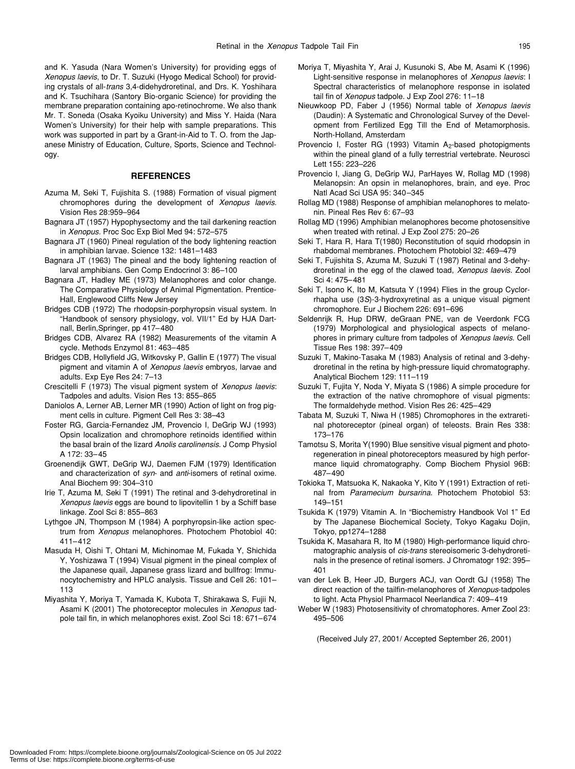and K. Yasuda (Nara Women's University) for providing eggs of *Xenopus laevis*, to Dr. T. Suzuki (Hyogo Medical School) for providing crystals of all-*trans* 3,4-didehydroretinal, and Drs. K. Yoshihara and K. Tsuchihara (Santory Bio-organic Science) for providing the membrane preparation containing apo-retinochrome. We also thank Mr. T. Soneda (Osaka Kyoiku University) and Miss Y. Haida (Nara Women's University) for their help with sample preparations. This work was supported in part by a Grant-in-Aid to T. O. from the Japanese Ministry of Education, Culture, Sports, Science and Technology.

## REFERENCES

Azuma M, Seki T, Fujishita S. (1988) Formation of visual pigment chromophores during the development of *Xenopus laevis*. Vision Res 28:959–964

Bagnara JT (1957) Hypophysectomy and the tail darkening reaction in *Xenopus*. Proc Soc Exp Biol Med 94: 572–575

Bagnara JT (1960) Pineal regulation of the body lightening reaction in amphibian larvae. Science 132: 1481–1483

Bagnara JT (1963) The pineal and the body lightening reaction of larval amphibians. Gen Comp Endocrinol 3: 86–100

Bagnara JT, Hadley ME (1973) Melanophores and color change. The Comparative Physiology of Animal Pigmentation. Prentice-Hall, Englewood Cliffs New Jersey

Bridges CDB (1972) The rhodopsin-porphyropsin visual system. In "Handbook of sensory physiology, vol. VII/1" Ed by HJA Dartnall, Berlin,Springer, pp 417–480

Bridges CDB, Alvarez RA (1982) Measurements of the vitamin A cycle. Methods Enzymol 81: 463–485

Bridges CDB, Hollyfield JG, Witkovsky P, Gallin E (1977) The visual pigment and vitamin A of *Xenopus laevis* embryos, larvae and adults. Exp Eye Res 24: 7–13

Crescitelli F (1973) The visual pigment system of *Xenopus laevis*: Tadpoles and adults. Vision Res 13: 855–865

Daniolos A, Lerner AB, Lerner MR (1990) Action of light on frog pigment cells in culture. Pigment Cell Res 3: 38–43

Foster RG, Garcia-Fernandez JM, Provencio I, DeGrip WJ (1993) Opsin localization and chromophore retinoids identified within the basal brain of the lizard *Anolis carolinensis*. J Comp Physiol A 172: 33–45

Groenendijk GWT, DeGrip WJ, Daemen FJM (1979) Identification and characterization of *syn*- and *anti*-isomers of retinal oxime. Anal Biochem 99: 304–310

Irie T, Azuma M, Seki T (1991) The retinal and 3-dehydroretinal in *Xenopus laevis* eggs are bound to lipovitellin 1 by a Schiff base linkage. Zool Sci 8: 855–863

Lythgoe JN, Thompson M (1984) A porphyropsin-like action spectrum from *Xenopus* melanophores. Photochem Photobiol 40: 411–412

Masuda H, Oishi T, Ohtani M, Michinomae M, Fukada Y, Shichida Y, Yoshizawa T (1994) Visual pigment in the pineal complex of the Japanese quail, Japanese grass lizard and bullfrog: Immunocytochemistry and HPLC analysis. Tissue and Cell 26: 101–113

Miyashita Y, Moriya T, Yamada K, Kubota T, Shirakawa S, Fujii N, Asami K (2001) The photoreceptor molecules in *Xenopus* tadpole tail fin, in which melanophores exist. Zool Sci 18: 671–674

Moriya T, Miyashita Y, Arai J, Kusunoki S, Abe M, Asami K (1996) Light-sensitive response in melanophores of *Xenopus laevis*: I Spectral characteristics of melanophore response in isolated tail fin of *Xenopus* tadpole. J Exp Zool 276: 11–18

Nieuwkoop PD, Faber J (1956) Normal table of *Xenopus laevis* (Daudin): A Systematic and Chronological Survey of the Development from Fertilized Egg Till the End of Metamorphosis. North-Holland, Amsterdam

Provencio I, Foster RG (1993) Vitamin $A_2$-based photopigments within the pineal gland of a fully terrestrial vertebrate. Neurosci Lett 155: 223–226

Provencio I, Jiang G, DeGrip WJ, ParHayes W, Rollag MD (1998) Melanopsin: An opsin in melanophores, brain, and eye. Proc Natl Acad Sci USA 95: 340–345

Rollag MD (1988) Response of amphibian melanophores to melatonin. Pineal Res Rev 6: 67–93

Rollag MD (1996) Amphibian melanophores become photosensitive when treated with retinal. J Exp Zool 275: 20–26

Seki T, Hara R, Hara T(1980) Reconstitution of squid rhodopsin in rhabdomal membranes. Photochem Photobiol 32: 469–479

Seki T, Fujishita S, Azuma M, Suzuki T (1987) Retinal and 3-dehydroretinal in the egg of the clawed toad, *Xenopus laevis*. Zool Sci 4: 475–481

Seki T, Isono K, Ito M, Katsuta Y (1994) Flies in the group Cyclorrhapha use (3*S*)-3-hydroxyretinal as a unique visual pigment chromophore. Eur J Biochem 226: 691–696

Seldenrijk R, Hup DRW, deGraan PNE, van de Veerdonk FCG (1979) Morphological and physiological aspects of melanophores in primary culture from tadpoles of *Xenopus laevis*. Cell Tissue Res 198: 397–409

Suzuki T, Makino-Tasaka M (1983) Analysis of retinal and 3-dehydroretinal in the retina by high-pressure liquid chromatography. Analytical Biochem 129: 111–119

Suzuki T, Fujita Y, Noda Y, Miyata S (1986) A simple procedure for the extraction of the native chromophore of visual pigments: The formaldehyde method. Vision Res 26: 425–429

Tabata M, Suzuki T, Niwa H (1985) Chromophores in the extraretinal photoreceptor (pineal organ) of teleosts. Brain Res 338: 173–176

Tamotsu S, Morita Y(1990) Blue sensitive visual pigment and photoregeneration in pineal photoreceptors measured by high performance liquid chromatography. Comp Biochem Physiol 96B: 487–490

Tokioka T, Matsuoka K, Nakaoka Y, Kito Y (1991) Extraction of retinal from *Paramecium bursarina*. Photochem Photobiol 53: 149–151

Tsukida K (1979) Vitamin A. In "Biochemistry Handbook Vol 1" Ed by The Japanese Biochemical Society, Tokyo Kagaku Dojin, Tokyo, pp1274–1288

Tsukida K, Masahara R, Ito M (1980) High-performance liquid chromatographic analysis of *cis-trans* stereoisomeric 3-dehydroretinals in the presence of retinal isomers. J Chromatogr 192: 395–401

van der Lek B, Heer JD, Burgers ACJ, van Oordt GJ (1958) The direct reaction of the tailfin-melanophores of *Xenopus*-tadpoles to light. Acta Physiol Pharmacol Neerlandica 7: 409–419

Weber W (1983) Photosensitivity of chromatophores. Amer Zool 23: 495–506

(Received July 27, 2001/ Accepted September 26, 2001)